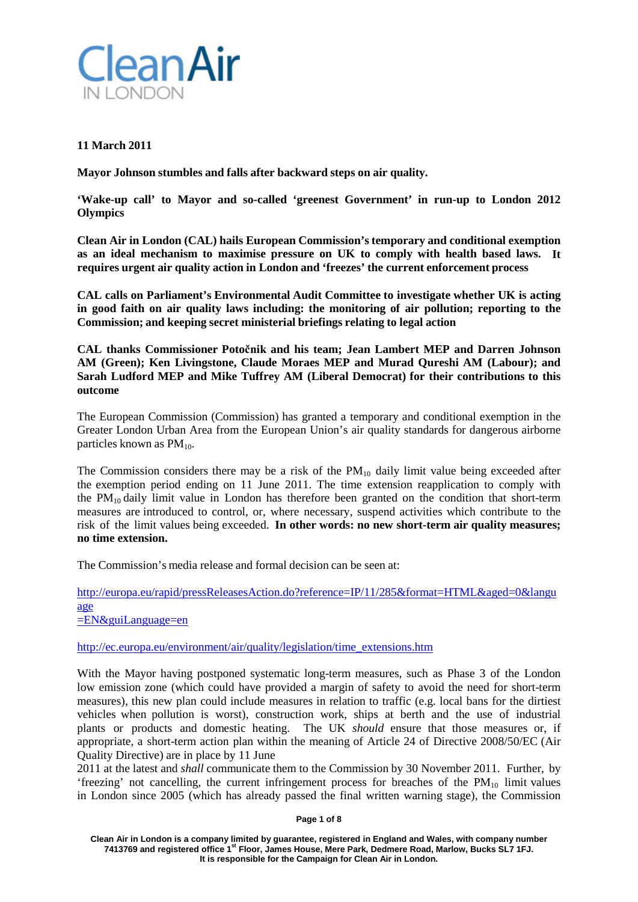# Clean Air IN LONDON

**11 March 2011**

**Mayor Johnson stumbles and falls after backward steps on air quality.**

**'Wake-up call' to Mayor and so-called 'greenest Government' in run-up to London 2012 Olympics**

**Clean Air in London (CAL) hails European Commission's temporary and conditional exemption as an ideal mechanism to maximise pressure on UK to comply with health based laws. It requires urgent air quality action in London and 'freezes' the current enforcement process**

**CAL calls on Parliament's Environmental Audit Committee to investigate whether UK is acting in good faith on air quality laws including: the monitoring of air pollution; reporting to the Commission; and keeping secret ministerial briefings relating to legal action**

**CAL thanks Commissioner Potočnik and his team; Jean Lambert MEP and Darren Johnson AM (Green); Ken Livingstone, Claude Moraes MEP and Murad Qureshi AM (Labour); and Sarah Ludford MEP and Mike Tuffrey AM (Liberal Democrat) for their contributions to this outcome**

The European Commission (Commission) has granted a temporary and conditional exemption in the Greater London Urban Area from the European Union's air quality standards for dangerous airborne particles known as $PM_{10}$.

The Commission considers there may be a risk of the $PM_{10}$ daily limit value being exceeded after the exemption period ending on 11 June 2011. The time extension reapplication to comply with the $PM_{10}$ daily limit value in London has therefore been granted on the condition that short-term measures are introduced to control, or, where necessary, suspend activities which contribute to the risk of the limit values being exceeded. **In other words: no new short-term air quality measures; no time extension.**

The Commission's media release and formal decision can be seen at:

http://europa.eu/rapid/pressReleasesAction.do?reference=IP/11/285&format=HTML&aged=0&language=EN&guiLanguage=en

http://ec.europa.eu/environment/air/quality/legislation/time_extensions.htm

With the Mayor having postponed systematic long-term measures, such as Phase 3 of the London low emission zone (which could have provided a margin of safety to avoid the need for short-term measures), this new plan could include measures in relation to traffic (e.g. local bans for the dirtiest vehicles when pollution is worst), construction work, ships at berth and the use of industrial plants or products and domestic heating. The UK *should* ensure that those measures or, if appropriate, a short-term action plan within the meaning of Article 24 of Directive 2008/50/EC (Air Quality Directive) are in place by 11 June 2011 at the latest and *shall* communicate them to the Commission by 30 November 2011. Further, by 'freezing' not cancelling, the current infringement process for breaches of the $PM_{10}$ limit values in London since 2005 (which has already passed the final written warning stage), the Commission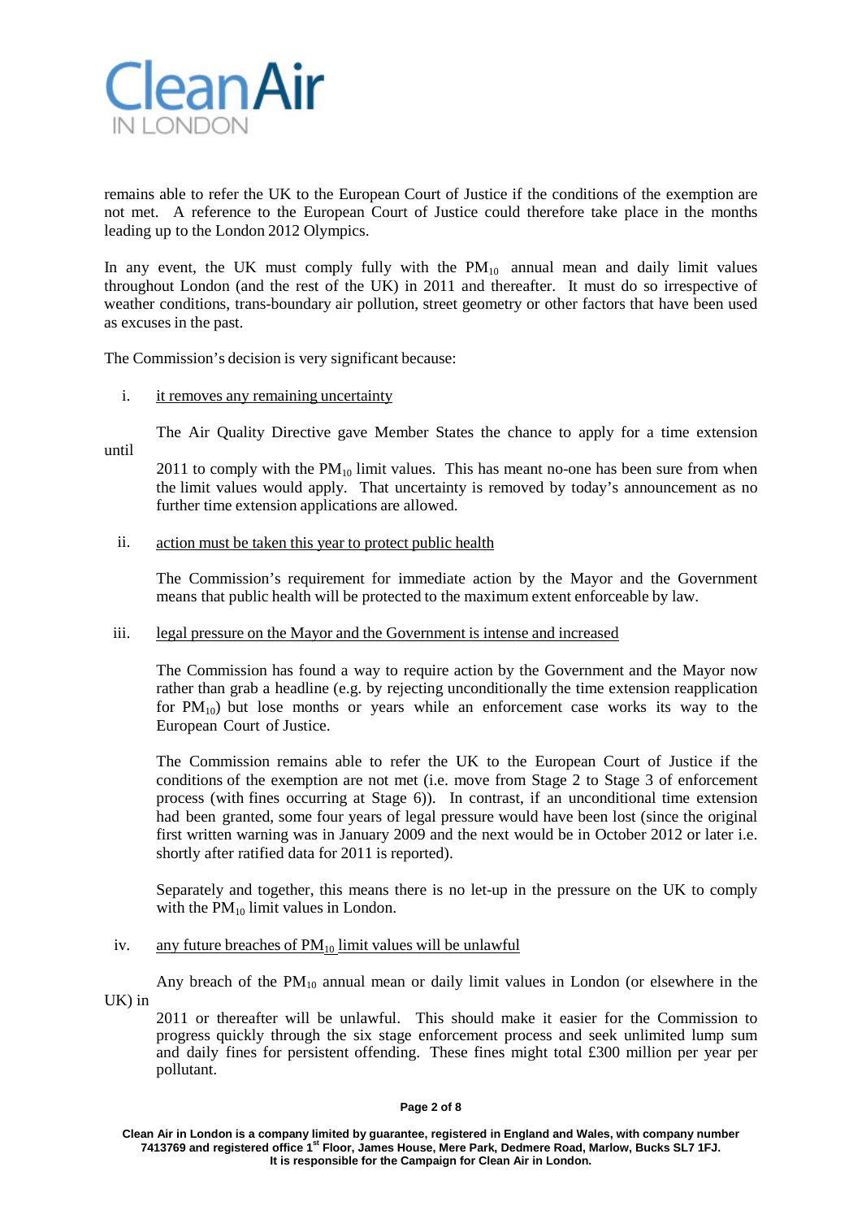remains able to refer the UK to the European Court of Justice if the conditions of the exemption are not met. A reference to the European Court of Justice could therefore take place in the months leading up to the London 2012 Olympics.

In any event, the UK must comply fully with the $PM_{10}$ annual mean and daily limit values throughout London (and the rest of the UK) in 2011 and thereafter. It must do so irrespective of weather conditions, trans-boundary air pollution, street geometry or other factors that have been used as excuses in the past.

The Commission's decision is very significant because:

i. it removes any remaining uncertainty

   The Air Quality Directive gave Member States the chance to apply for a time extension until 2011 to comply with the $PM_{10}$ limit values. This has meant no-one has been sure from when the limit values would apply. That uncertainty is removed by today's announcement as no further time extension applications are allowed.

ii. action must be taken this year to protect public health

   The Commission's requirement for immediate action by the Mayor and the Government means that public health will be protected to the maximum extent enforceable by law.

iii. legal pressure on the Mayor and the Government is intense and increased

   The Commission has found a way to require action by the Government and the Mayor now rather than grab a headline (e.g. by rejecting unconditionally the time extension reapplication for $PM_{10}$) but lose months or years while an enforcement case works its way to the European Court of Justice.

   The Commission remains able to refer the UK to the European Court of Justice if the conditions of the exemption are not met (i.e. move from Stage 2 to Stage 3 of enforcement process (with fines occurring at Stage 6)). In contrast, if an unconditional time extension had been granted, some four years of legal pressure would have been lost (since the original first written warning was in January 2009 and the next would be in October 2012 or later i.e. shortly after ratified data for 2011 is reported).

   Separately and together, this means there is no let-up in the pressure on the UK to comply with the $PM_{10}$ limit values in London.

iv. any future breaches of $PM_{10}$ limit values will be unlawful

   Any breach of the $PM_{10}$ annual mean or daily limit values in London (or elsewhere in the UK) in 2011 or thereafter will be unlawful. This should make it easier for the Commission to progress quickly through the six stage enforcement process and seek unlimited lump sum and daily fines for persistent offending. These fines might total £300 million per year per pollutant.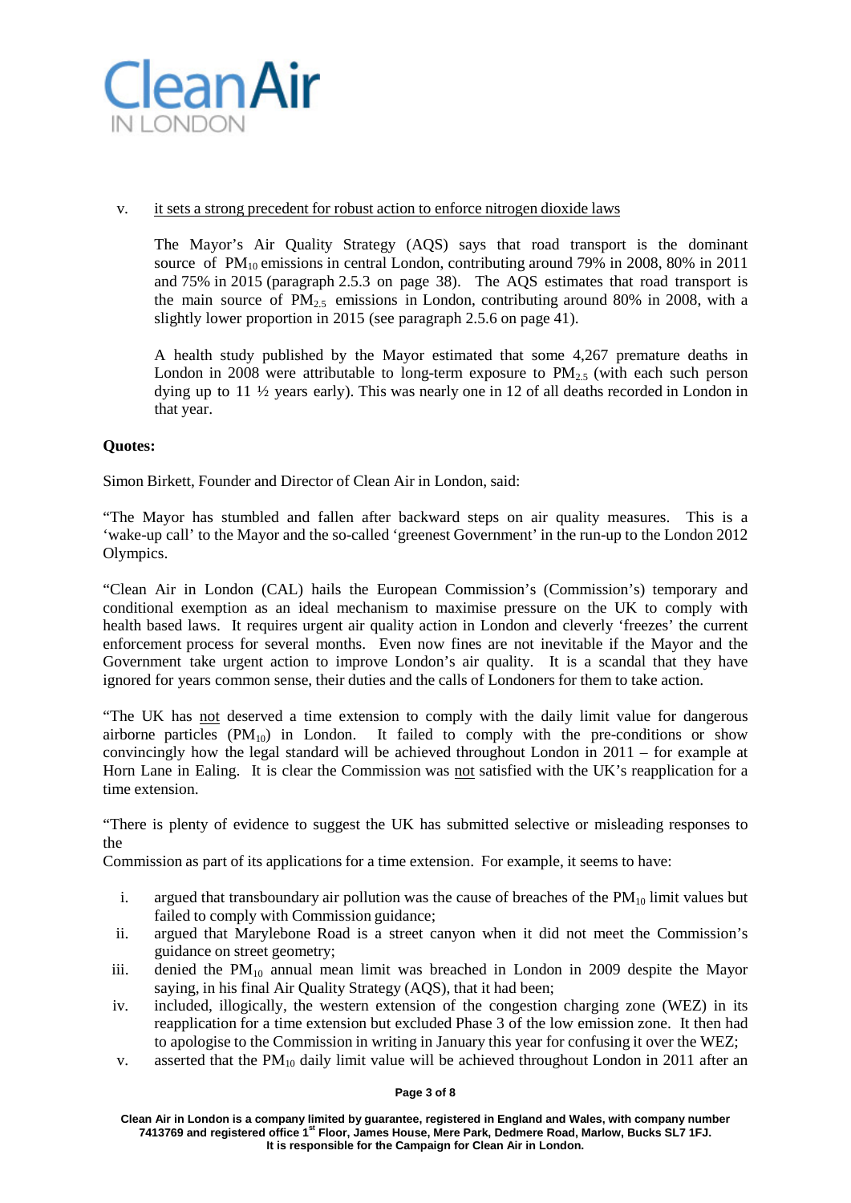v. <u>it sets a strong precedent for robust action to enforce nitrogen dioxide laws</u>

The Mayor's Air Quality Strategy (AQS) says that road transport is the dominant source of $PM_{10}$ emissions in central London, contributing around 79% in 2008, 80% in 2011 and 75% in 2015 (paragraph 2.5.3 on page 38). The AQS estimates that road transport is the main source of $PM_{2.5}$ emissions in London, contributing around 80% in 2008, with a slightly lower proportion in 2015 (see paragraph 2.5.6 on page 41).

A health study published by the Mayor estimated that some 4,267 premature deaths in London in 2008 were attributable to long-term exposure to $PM_{2.5}$ (with each such person dying up to 11 ½ years early). This was nearly one in 12 of all deaths recorded in London in that year.

**Quotes:**

Simon Birkett, Founder and Director of Clean Air in London, said:

"The Mayor has stumbled and fallen after backward steps on air quality measures. This is a 'wake-up call' to the Mayor and the so-called 'greenest Government' in the run-up to the London 2012 Olympics.

"Clean Air in London (CAL) hails the European Commission's (Commission's) temporary and conditional exemption as an ideal mechanism to maximise pressure on the UK to comply with health based laws. It requires urgent air quality action in London and cleverly 'freezes' the current enforcement process for several months. Even now fines are not inevitable if the Mayor and the Government take urgent action to improve London's air quality. It is a scandal that they have ignored for years common sense, their duties and the calls of Londoners for them to take action.

"The UK has <u>not</u> deserved a time extension to comply with the daily limit value for dangerous airborne particles ($PM_{10}$) in London. It failed to comply with the pre-conditions or show convincingly how the legal standard will be achieved throughout London in 2011 – for example at Horn Lane in Ealing. It is clear the Commission was <u>not</u> satisfied with the UK's reapplication for a time extension.

"There is plenty of evidence to suggest the UK has submitted selective or misleading responses to the Commission as part of its applications for a time extension. For example, it seems to have:

i. argued that transboundary air pollution was the cause of breaches of the $PM_{10}$ limit values but failed to comply with Commission guidance;

ii. argued that Marylebone Road is a street canyon when it did not meet the Commission's guidance on street geometry;

iii. denied the $PM_{10}$ annual mean limit was breached in London in 2009 despite the Mayor saying, in his final Air Quality Strategy (AQS), that it had been;

iv. included, illogically, the western extension of the congestion charging zone (WEZ) in its reapplication for a time extension but excluded Phase 3 of the low emission zone. It then had to apologise to the Commission in writing in January this year for confusing it over the WEZ;

v. asserted that the $PM_{10}$ daily limit value will be achieved throughout London in 2011 after an

Clean Air in London is a company limited by guarantee, registered in England and Wales, with company number 7413769 and registered office 1st Floor, James House, Mere Park, Dedmere Road, Marlow, Bucks SL7 1FJ. It is responsible for the Campaign for Clean Air in London.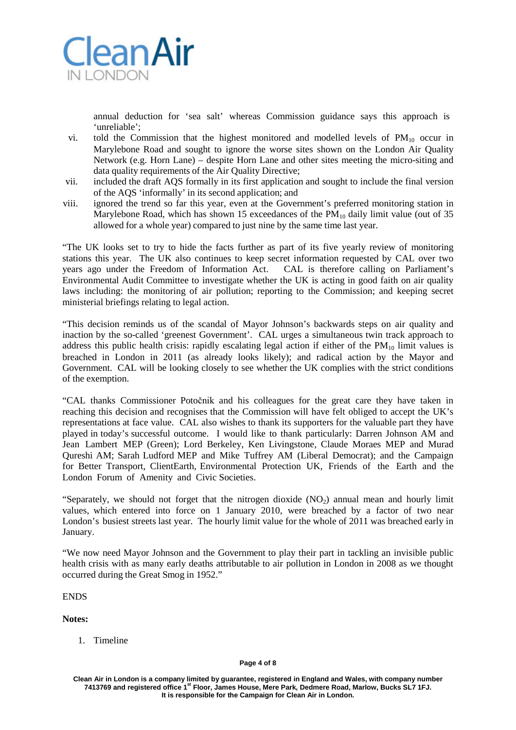annual deduction for 'sea salt' whereas Commission guidance says this approach is 'unreliable';

vi. told the Commission that the highest monitored and modelled levels of $PM_{10}$ occur in Marylebone Road and sought to ignore the worse sites shown on the London Air Quality Network (e.g. Horn Lane) – despite Horn Lane and other sites meeting the micro-siting and data quality requirements of the Air Quality Directive;

vii. included the draft AQS formally in its first application and sought to include the final version of the AQS 'informally' in its second application; and

viii. ignored the trend so far this year, even at the Government's preferred monitoring station in Marylebone Road, which has shown 15 exceedances of the $PM_{10}$ daily limit value (out of 35 allowed for a whole year) compared to just nine by the same time last year.

"The UK looks set to try to hide the facts further as part of its five yearly review of monitoring stations this year. The UK also continues to keep secret information requested by CAL over two years ago under the Freedom of Information Act. CAL is therefore calling on Parliament's Environmental Audit Committee to investigate whether the UK is acting in good faith on air quality laws including: the monitoring of air pollution; reporting to the Commission; and keeping secret ministerial briefings relating to legal action.

"This decision reminds us of the scandal of Mayor Johnson's backwards steps on air quality and inaction by the so-called 'greenest Government'. CAL urges a simultaneous twin track approach to address this public health crisis: rapidly escalating legal action if either of the $PM_{10}$ limit values is breached in London in 2011 (as already looks likely); and radical action by the Mayor and Government. CAL will be looking closely to see whether the UK complies with the strict conditions of the exemption.

"CAL thanks Commissioner Potočnik and his colleagues for the great care they have taken in reaching this decision and recognises that the Commission will have felt obliged to accept the UK's representations at face value. CAL also wishes to thank its supporters for the valuable part they have played in today's successful outcome. I would like to thank particularly: Darren Johnson AM and Jean Lambert MEP (Green); Lord Berkeley, Ken Livingstone, Claude Moraes MEP and Murad Qureshi AM; Sarah Ludford MEP and Mike Tuffrey AM (Liberal Democrat); and the Campaign for Better Transport, ClientEarth, Environmental Protection UK, Friends of the Earth and the London Forum of Amenity and Civic Societies.

"Separately, we should not forget that the nitrogen dioxide ($NO_2$) annual mean and hourly limit values, which entered into force on 1 January 2010, were breached by a factor of two near London's busiest streets last year. The hourly limit value for the whole of 2011 was breached early in January.

"We now need Mayor Johnson and the Government to play their part in tackling an invisible public health crisis with as many early deaths attributable to air pollution in London in 2008 as we thought occurred during the Great Smog in 1952."

ENDS

**Notes:**

1. Timeline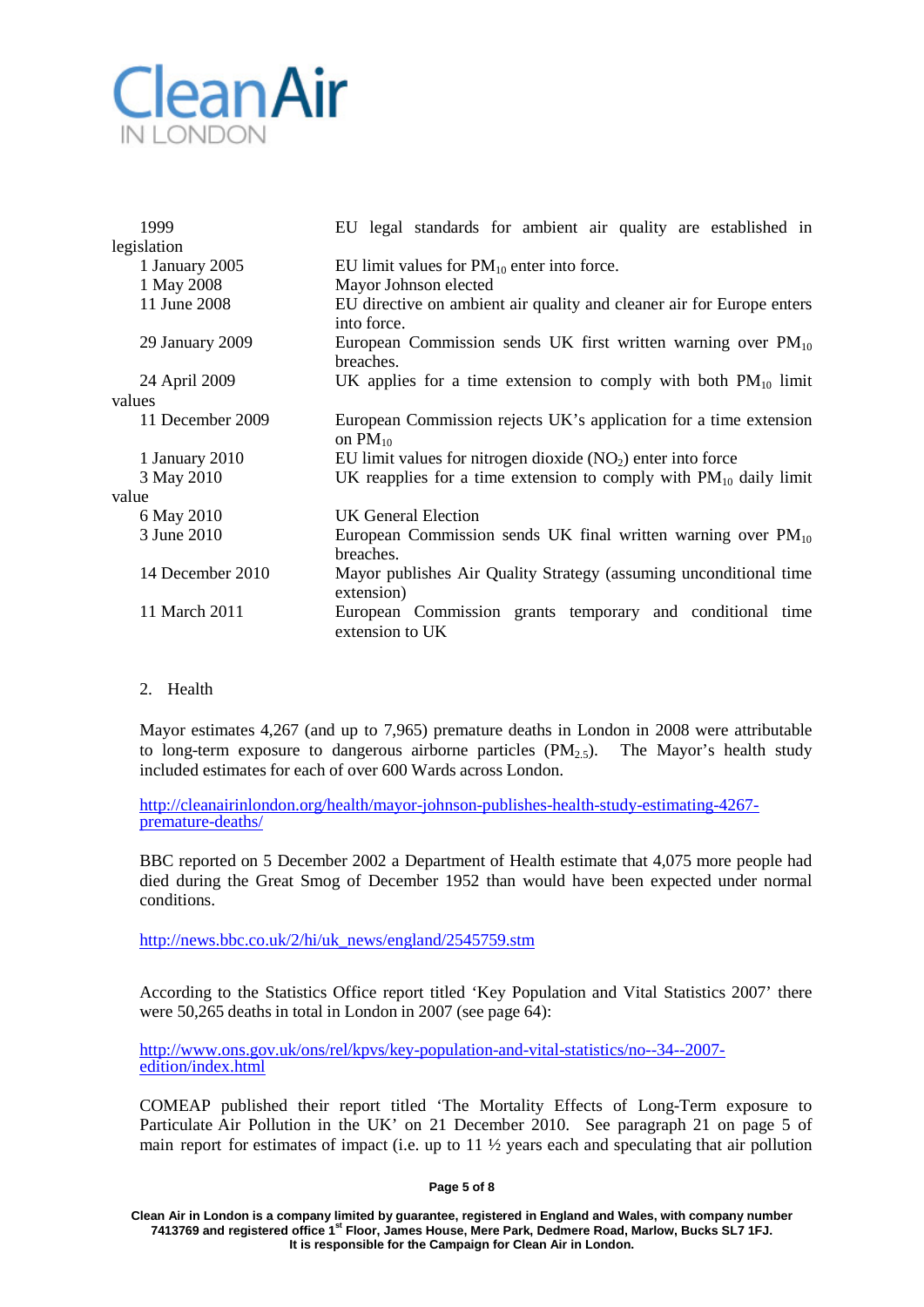| | |
|---|---|
| 1999 | EU legal standards for ambient air quality are established in legislation |
| 1 January 2005 | EU limit values for $PM_{10}$ enter into force. |
| 1 May 2008 | Mayor Johnson elected |
| 11 June 2008 | EU directive on ambient air quality and cleaner air for Europe enters into force. |
| 29 January 2009 | European Commission sends UK first written warning over $PM_{10}$ breaches. |
| 24 April 2009 | UK applies for a time extension to comply with both $PM_{10}$ limit values |
| 11 December 2009 | European Commission rejects UK's application for a time extension on $PM_{10}$ |
| 1 January 2010 | EU limit values for nitrogen dioxide ($NO_2$) enter into force |
| 3 May 2010 | UK reapplies for a time extension to comply with $PM_{10}$ daily limit value |
| 6 May 2010 | UK General Election |
| 3 June 2010 | European Commission sends UK final written warning over $PM_{10}$ breaches. |
| 14 December 2010 | Mayor publishes Air Quality Strategy (assuming unconditional time extension) |
| 11 March 2011 | European Commission grants temporary and conditional time extension to UK |

2. Health

Mayor estimates 4,267 (and up to 7,965) premature deaths in London in 2008 were attributable to long-term exposure to dangerous airborne particles ($PM_{2.5}$). The Mayor's health study included estimates for each of over 600 Wards across London.

http://cleanairinlondon.org/health/mayor-johnson-publishes-health-study-estimating-4267-premature-deaths/

BBC reported on 5 December 2002 a Department of Health estimate that 4,075 more people had died during the Great Smog of December 1952 than would have been expected under normal conditions.

http://news.bbc.co.uk/2/hi/uk_news/england/2545759.stm

According to the Statistics Office report titled 'Key Population and Vital Statistics 2007' there were 50,265 deaths in total in London in 2007 (see page 64):

http://www.ons.gov.uk/ons/rel/kpvs/key-population-and-vital-statistics/no--34--2007-edition/index.html

COMEAP published their report titled 'The Mortality Effects of Long-Term exposure to Particulate Air Pollution in the UK' on 21 December 2010. See paragraph 21 on page 5 of main report for estimates of impact (i.e. up to 11 ½ years each and speculating that air pollution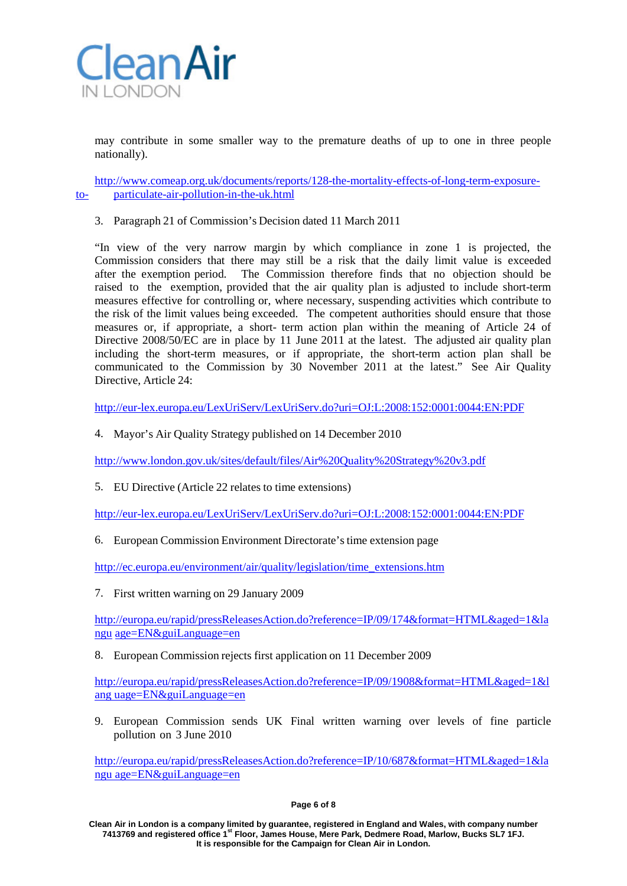may contribute in some smaller way to the premature deaths of up to one in three people nationally).

http://www.comeap.org.uk/documents/reports/128-the-mortality-effects-of-long-term-exposure-to-particulate-air-pollution-in-the-uk.html

3. Paragraph 21 of Commission's Decision dated 11 March 2011

"In view of the very narrow margin by which compliance in zone 1 is projected, the Commission considers that there may still be a risk that the daily limit value is exceeded after the exemption period. The Commission therefore finds that no objection should be raised to the exemption, provided that the air quality plan is adjusted to include short-term measures effective for controlling or, where necessary, suspending activities which contribute to the risk of the limit values being exceeded. The competent authorities should ensure that those measures or, if appropriate, a short- term action plan within the meaning of Article 24 of Directive 2008/50/EC are in place by 11 June 2011 at the latest. The adjusted air quality plan including the short-term measures, or if appropriate, the short-term action plan shall be communicated to the Commission by 30 November 2011 at the latest." See Air Quality Directive, Article 24:

http://eur-lex.europa.eu/LexUriServ/LexUriServ.do?uri=OJ:L:2008:152:0001:0044:EN:PDF

4. Mayor's Air Quality Strategy published on 14 December 2010

http://www.london.gov.uk/sites/default/files/Air%20Quality%20Strategy%20v3.pdf

5. EU Directive (Article 22 relates to time extensions)

http://eur-lex.europa.eu/LexUriServ/LexUriServ.do?uri=OJ:L:2008:152:0001:0044:EN:PDF

6. European Commission Environment Directorate's time extension page

http://ec.europa.eu/environment/air/quality/legislation/time_extensions.htm

7. First written warning on 29 January 2009

http://europa.eu/rapid/pressReleasesAction.do?reference=IP/09/174&format=HTML&aged=1&language=EN&guiLanguage=en

8. European Commission rejects first application on 11 December 2009

http://europa.eu/rapid/pressReleasesAction.do?reference=IP/09/1908&format=HTML&aged=1&language=EN&guiLanguage=en

9. European Commission sends UK Final written warning over levels of fine particle pollution on 3 June 2010

http://europa.eu/rapid/pressReleasesAction.do?reference=IP/10/687&format=HTML&aged=1&language=EN&guiLanguage=en

**Clean Air in London is a company limited by guarantee, registered in England and Wales, with company number 7413769 and registered office 1st Floor, James House, Mere Park, Dedmere Road, Marlow, Bucks SL7 1FJ. It is responsible for the Campaign for Clean Air in London.**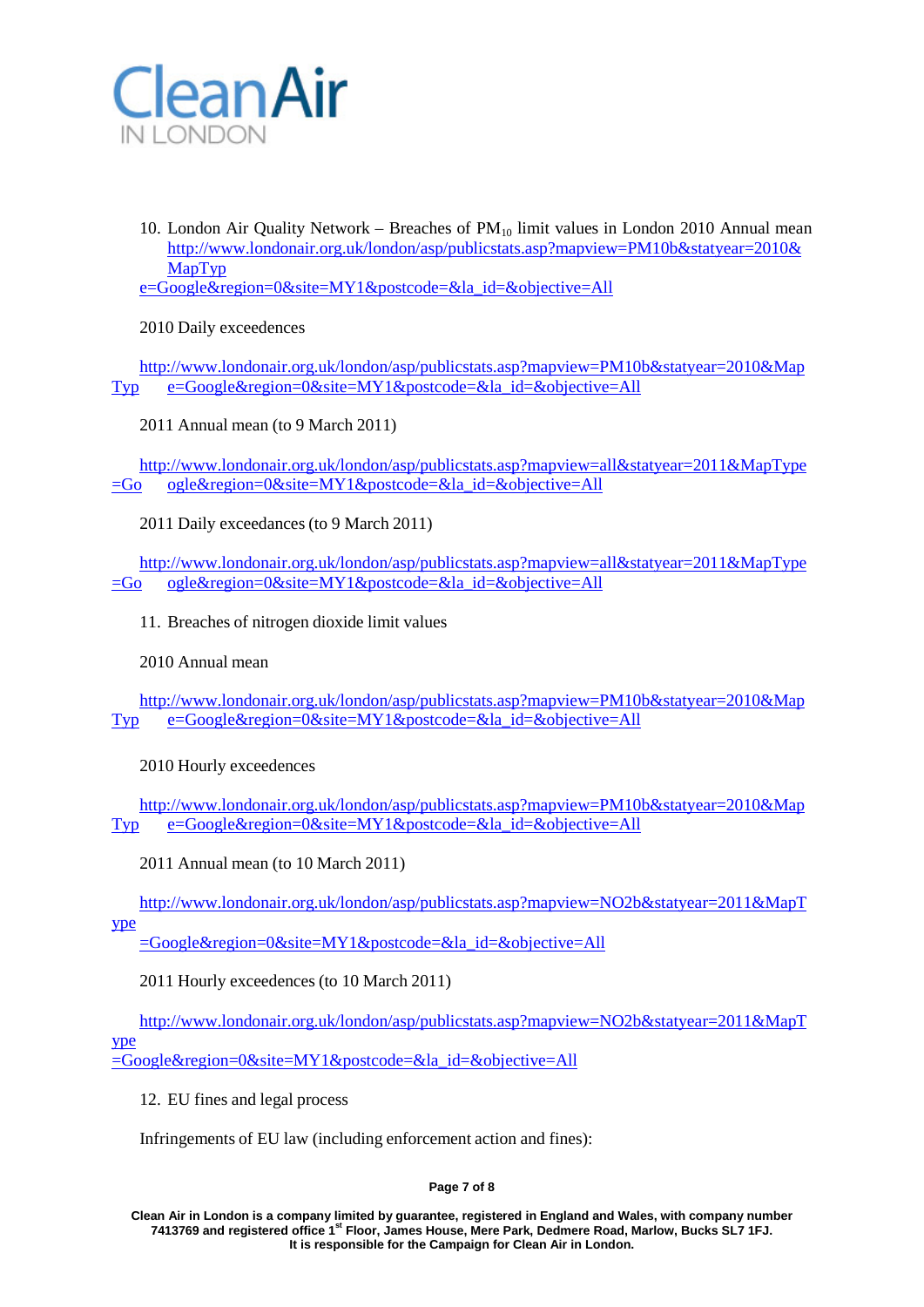10. London Air Quality Network – Breaches of $PM_{10}$ limit values in London 2010 Annual mean http://www.londonair.org.uk/london/asp/publicstats.asp?mapview=PM10b&statyear=2010&MapType=Google&region=0&site=MY1&postcode=&la_id=&objective=All

2010 Daily exceedences

http://www.londonair.org.uk/london/asp/publicstats.asp?mapview=PM10b&statyear=2010&MapType=Google&region=0&site=MY1&postcode=&la_id=&objective=All

2011 Annual mean (to 9 March 2011)

http://www.londonair.org.uk/london/asp/publicstats.asp?mapview=all&statyear=2011&MapType=Google&region=0&site=MY1&postcode=&la_id=&objective=All

2011 Daily exceedances (to 9 March 2011)

http://www.londonair.org.uk/london/asp/publicstats.asp?mapview=all&statyear=2011&MapType=Google&region=0&site=MY1&postcode=&la_id=&objective=All

11. Breaches of nitrogen dioxide limit values

2010 Annual mean

http://www.londonair.org.uk/london/asp/publicstats.asp?mapview=PM10b&statyear=2010&MapType=Google&region=0&site=MY1&postcode=&la_id=&objective=All

2010 Hourly exceedences

http://www.londonair.org.uk/london/asp/publicstats.asp?mapview=PM10b&statyear=2010&MapType=Google&region=0&site=MY1&postcode=&la_id=&objective=All

2011 Annual mean (to 10 March 2011)

http://www.londonair.org.uk/london/asp/publicstats.asp?mapview=NO2b&statyear=2011&MapType=Google&region=0&site=MY1&postcode=&la_id=&objective=All

2011 Hourly exceedences (to 10 March 2011)

http://www.londonair.org.uk/london/asp/publicstats.asp?mapview=NO2b&statyear=2011&MapType=Google&region=0&site=MY1&postcode=&la_id=&objective=All

12. EU fines and legal process

Infringements of EU law (including enforcement action and fines):

Clean Air in London is a company limited by guarantee, registered in England and Wales, with company number 7413769 and registered office 1st Floor, James House, Mere Park, Dedmere Road, Marlow, Bucks SL7 1FJ. It is responsible for the Campaign for Clean Air in London.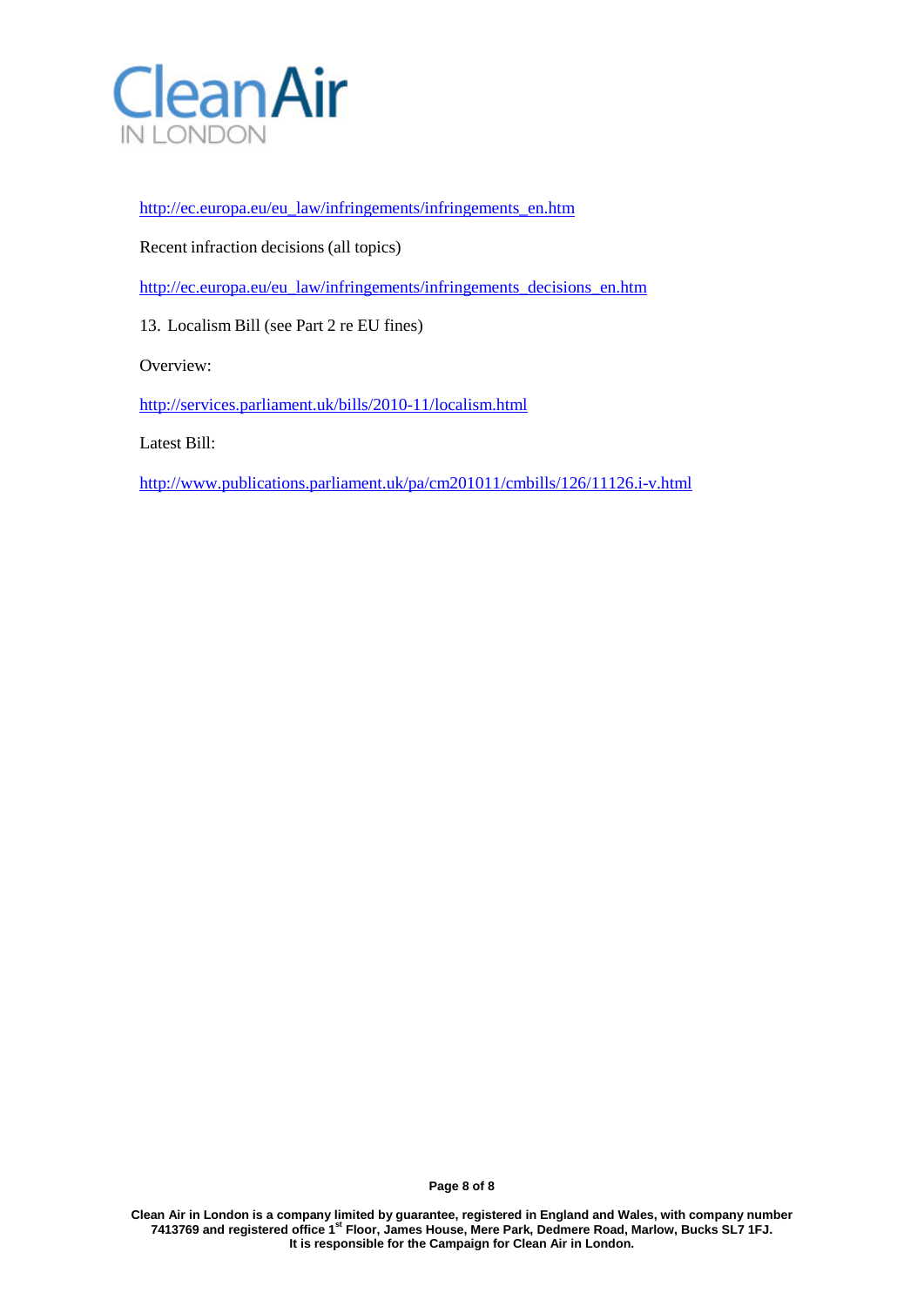http://ec.europa.eu/eu_law/infringements/infringements_en.htm

Recent infraction decisions (all topics)

http://ec.europa.eu/eu_law/infringements/infringements_decisions_en.htm

13. Localism Bill (see Part 2 re EU fines)

Overview:

http://services.parliament.uk/bills/2010-11/localism.html

Latest Bill:

http://www.publications.parliament.uk/pa/cm201011/cmbills/126/11126.i-v.html